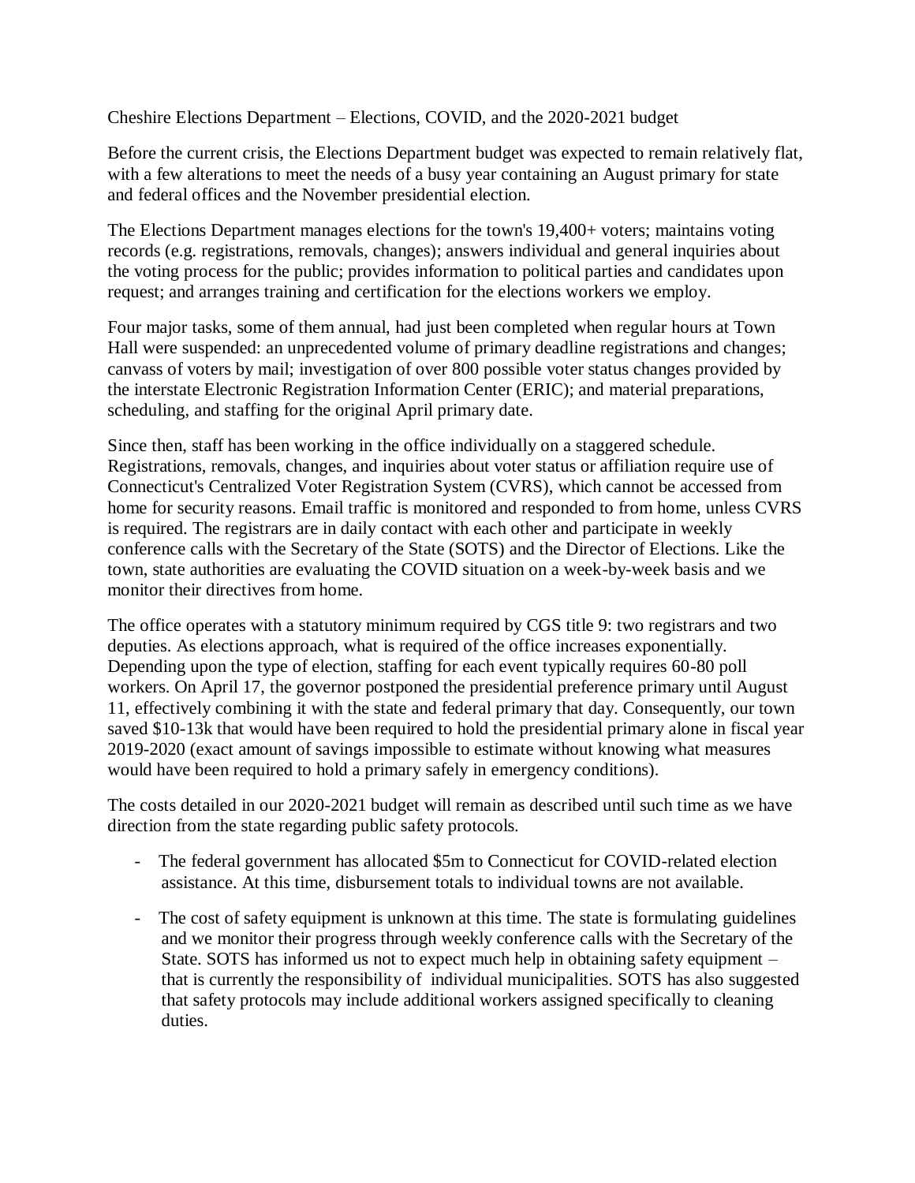Cheshire Elections Department – Elections, COVID, and the 2020-2021 budget

Before the current crisis, the Elections Department budget was expected to remain relatively flat, with a few alterations to meet the needs of a busy year containing an August primary for state and federal offices and the November presidential election.

The Elections Department manages elections for the town's 19,400+ voters; maintains voting records (e.g. registrations, removals, changes); answers individual and general inquiries about the voting process for the public; provides information to political parties and candidates upon request; and arranges training and certification for the elections workers we employ.

Four major tasks, some of them annual, had just been completed when regular hours at Town Hall were suspended: an unprecedented volume of primary deadline registrations and changes; canvass of voters by mail; investigation of over 800 possible voter status changes provided by the interstate Electronic Registration Information Center (ERIC); and material preparations, scheduling, and staffing for the original April primary date.

Since then, staff has been working in the office individually on a staggered schedule. Registrations, removals, changes, and inquiries about voter status or affiliation require use of Connecticut's Centralized Voter Registration System (CVRS), which cannot be accessed from home for security reasons. Email traffic is monitored and responded to from home, unless CVRS is required. The registrars are in daily contact with each other and participate in weekly conference calls with the Secretary of the State (SOTS) and the Director of Elections. Like the town, state authorities are evaluating the COVID situation on a week-by-week basis and we monitor their directives from home.

The office operates with a statutory minimum required by CGS title 9: two registrars and two deputies. As elections approach, what is required of the office increases exponentially. Depending upon the type of election, staffing for each event typically requires 60-80 poll workers. On April 17, the governor postponed the presidential preference primary until August 11, effectively combining it with the state and federal primary that day. Consequently, our town saved $10-13k that would have been required to hold the presidential primary alone in fiscal year 2019-2020 (exact amount of savings impossible to estimate without knowing what measures would have been required to hold a primary safely in emergency conditions).

The costs detailed in our 2020-2021 budget will remain as described until such time as we have direction from the state regarding public safety protocols.

- The federal government has allocated $5m to Connecticut for COVID-related election assistance. At this time, disbursement totals to individual towns are not available.
- The cost of safety equipment is unknown at this time. The state is formulating guidelines and we monitor their progress through weekly conference calls with the Secretary of the State. SOTS has informed us not to expect much help in obtaining safety equipment – that is currently the responsibility of individual municipalities. SOTS has also suggested that safety protocols may include additional workers assigned specifically to cleaning duties.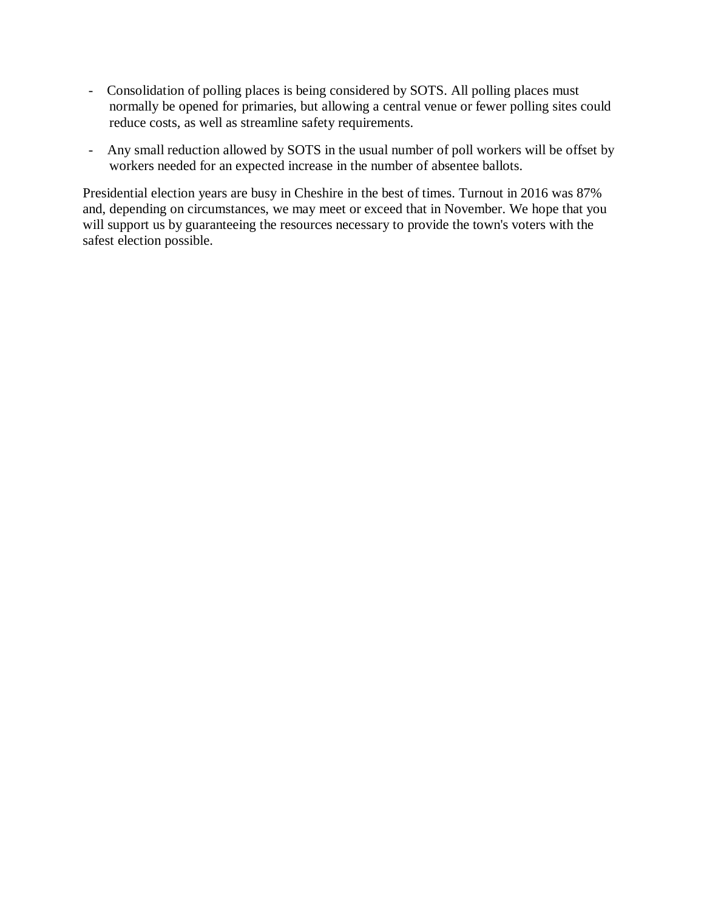- Consolidation of polling places is being considered by SOTS. All polling places must normally be opened for primaries, but allowing a central venue or fewer polling sites could reduce costs, as well as streamline safety requirements.
- Any small reduction allowed by SOTS in the usual number of poll workers will be offset by workers needed for an expected increase in the number of absentee ballots.

Presidential election years are busy in Cheshire in the best of times. Turnout in 2016 was 87% and, depending on circumstances, we may meet or exceed that in November. We hope that you will support us by guaranteeing the resources necessary to provide the town's voters with the safest election possible.